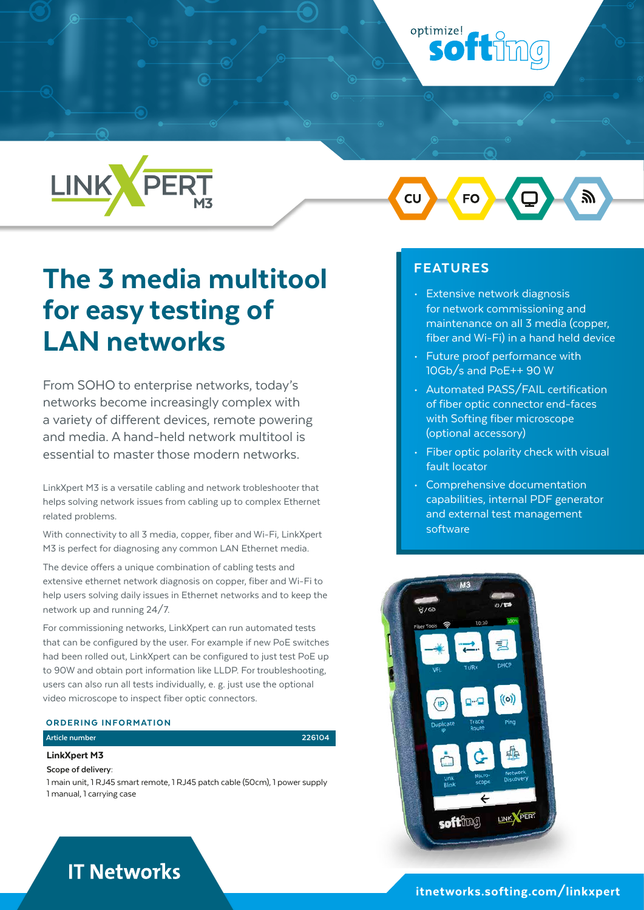optimize! softing

LINKXPERT M3

CU FO

# The 3 media multitool for easy testing of LAN networks

From SOHO to enterprise networks, today's networks become increasingly complex with a variety of different devices, remote powering and media. A hand-held network multitool is essential to master those modern networks.

LinkXpert M3 is a versatile cabling and network trobleshooter that helps solving network issues from cabling up to complex Ethernet related problems.

With connectivity to all 3 media, copper, fiber and Wi-Fi, LinkXpert M3 is perfect for diagnosing any common LAN Ethernet media.

The device offers a unique combination of cabling tests and extensive ethernet network diagnosis on copper, fiber and Wi-Fi to help users solving daily issues in Ethernet networks and to keep the network up and running 24/7.

For commissioning networks, LinkXpert can run automated tests that can be configured by the user. For example if new PoE switches had been rolled out, LinkXpert can be configured to just test PoE up to 90W and obtain port information like LLDP. For troubleshooting, users can also run all tests individually, e. g. just use the optional video microscope to inspect fiber optic connectors.

## ORDERING INFORMATION

| Article number | 226104 |
|---|---|

**LinkXpert M3**

Scope of delivery:
1 main unit, 1 RJ45 smart remote, 1 RJ45 patch cable (50cm), 1 power supply
1 manual, 1 carrying case

## FEATURES

- Extensive network diagnosis for network commissioning and maintenance on all 3 media (copper, fiber and Wi-Fi) in a hand held device
- Future proof performance with 10Gb/s and PoE++ 90 W
- Automated PASS/FAIL certification of fiber optic connector end-faces with Softing fiber microscope (optional accessory)
- Fiber optic polarity check with visual fault locator
- Comprehensive documentation capabilities, internal PDF generator and external test management software

IT Networks

itnetworks.softing.com/linkxpert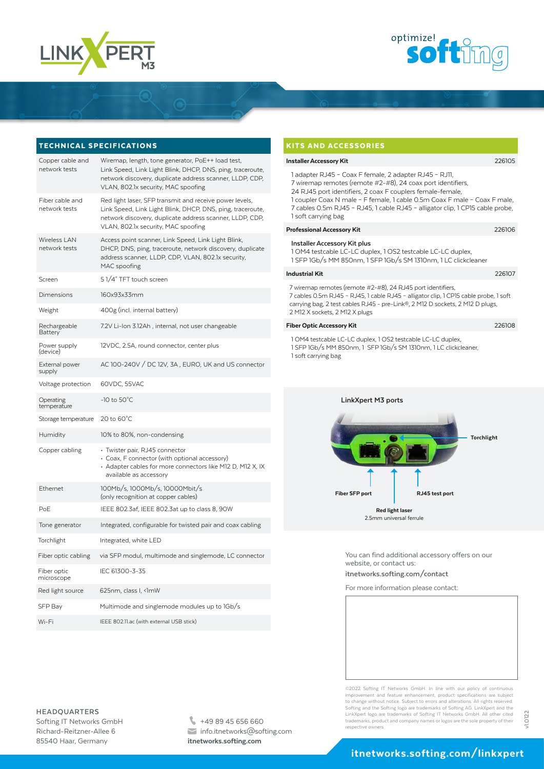## TECHNICAL SPECIFICATIONS

| | |
|---|---|
| Copper cable and network tests | Wiremap, length, tone generator, PoE++ load test, Link Speed, Link Light Blink, DHCP, DNS, ping, traceroute, network discovery, duplicate address scanner, LLDP, CDP, VLAN, 802.1x security, MAC spoofing |
| Fiber cable and network tests | Red light laser, SFP transmit and receive power levels, Link Speed, Link Light Blink, DHCP, DNS, ping, traceroute, network discovery, duplicate address scanner, LLDP, CDP, VLAN, 802.1x security, MAC spoofing |
| Wireless LAN network tests | Access point scanner, Link Speed, Link Light Blink, DHCP, DNS, ping, traceroute, network discovery, duplicate address scanner, LLDP, CDP, VLAN, 802.1x security, MAC spoofing |
| Screen | 5 1/4" TFT touch screen |
| Dimensions | 160x93x33mm |
| Weight | 400g (incl. internal battery) |
| Rechargeable Battery | 7.2V Li-Ion 3.12Ah , internal, not user changeable |
| Power supply (device) | 12VDC, 2.5A, round connector, center plus |
| External power supply | AC 100-240V / DC 12V, 3A , EURO, UK and US connector |
| Voltage protection | 60VDC, 55VAC |
| Operating temperature | -10 to 50°C |
| Storage temperature | 20 to 60°C |
| Humidity | 10% to 80%, non-condensing |
| Copper cabling | • Twister pair, RJ45 connector<br>• Coax, F connector (with optional accessory)<br>• Adapter cables for more connectors like M12 D, M12 X, IX available as accessory |
| Ethernet | 100Mb/s, 1000Mb/s, 10000Mbit/s (only recognition at copper cables) |
| PoE | IEEE 802.3af, IEEE 802.3at up to class 8, 90W |
| Tone generator | Integrated, configurable for twisted pair and coax cabling |
| Torchlight | Integrated, white LED |
| Fiber optic cabling | via SFP modul, multimode and singlemode, LC connector |
| Fiber optic microscope | IEC 61300-3-35 |
| Red light source | 625nm, class I, <1mW |
| SFP Bay | Multimode and singlemode modules up to 1Gb/s |
| Wi-Fi | IEEE 802.11.ac (with external USB stick) |

## KITS AND ACCESSORIES

**Installer Accessory Kit** 226105

1 adapter RJ45 – Coax F female, 2 adapter RJ45 – RJ11, 7 wiremap remotes (remote #2-#8), 24 coax port identifiers, 24 RJ45 port identifiers, 2 coax F couplers female-female, 1 coupler Coax N male – F female, 1 cable 0.5m Coax F male – Coax F male, 7 cables 0.5m RJ45 – RJ45, 1 cable RJ45 – alligator clip, 1 CP15 cable probe, 1 soft carrying bag

**Professional Accessory Kit** 226106

Installer Accessory Kit plus
1 OM4 testcable LC-LC duplex, 1 OS2 testcable LC-LC duplex, 1 SFP 1Gb/s MM 850nm, 1 SFP 1Gb/s SM 1310nm, 1 LC clickcleaner

**Industrial Kit** 226107

7 wiremap remotes (remote #2-#8), 24 RJ45 port identifiers, 7 cables 0.5m RJ45 – RJ45, 1 cable RJ45 – alligator clip, 1 CP15 cable probe, 1 soft carrying bag, 2 test cables RJ45 - pre-Link®, 2 M12 D sockets, 2 M12 D plugs, 2 M12 X sockets, 2 M12 X plugs

**Fiber Optic Accessory Kit** 226108

1 OM4 testcable LC-LC duplex, 1 OS2 testcable LC-LC duplex, 1 SFP 1Gb/s MM 850nm, 1 SFP 1Gb/s SM 1310nm, 1 LC clickcleaner, 1 soft carrying bag

**LinkXpert M3 ports**

Torchlight

Fiber SFP port

RJ45 test port

Red light laser
2.5mm universal ferrule

You can find additional accessory offers on our website, or contact us:
**itnetworks.softing.com/contact**

For more information please contact:

©2022 Softing IT Networks GmbH. In line with our policy of continuous improvement and feature enhancement, product specifications are subject to change without notice. Subject to errors and alterations. All rights reserved. Softing and the Softing logo are trademarks of Softing AG. LinkXpert and the LinkXpert logo are trademarks of Softing IT Networks GmbH. All other cited trademarks, product and company names or logos are the sole property of their respective owners.

v1.0122

**HEADQUARTERS**
Softing IT Networks GmbH
Richard-Reitzner-Allee 6
85540 Haar, Germany

+49 89 45 656 660
info.itnetworks@softing.com
**itnetworks.softing.com**

**itnetworks.softing.com/linkxpert**